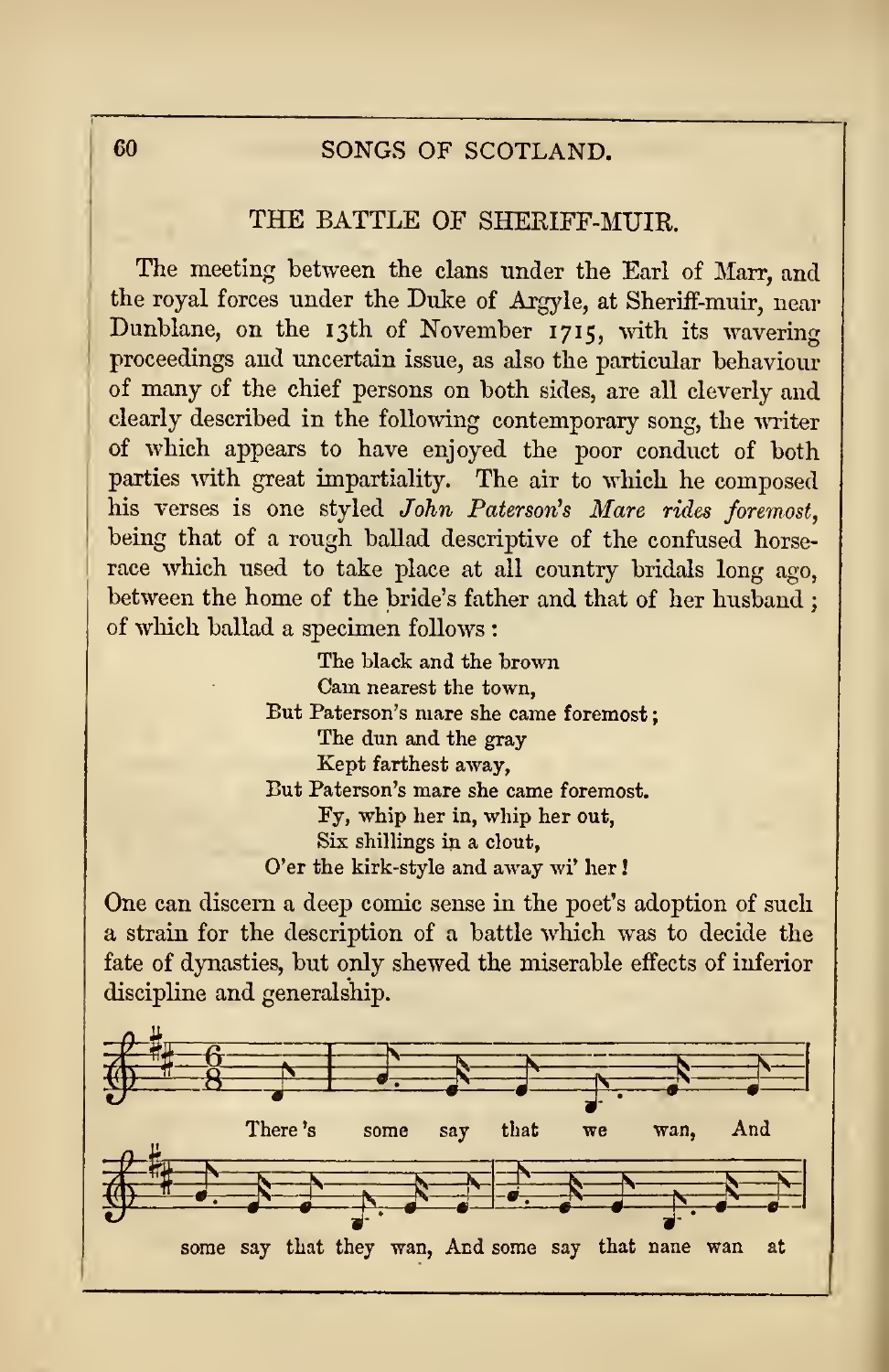## THE BATTLE OF SHERIFF-MUIR.

The meeting between the clans under the Earl of Marr, and the royal forces under the Duke of Argyle, at Sheriff-muir, near Dunblane, on the 13th of November 1715, with its wavering proceedings and uncertain issue, as also the particular behaviour of many of the chief persons on both sides, are all cleverly and clearly described in the following contemporary song, the writer of which appears to have enjoyed the poor conduct of both parties with great impartiality. The air to which he composed his verses is one styled *John Paterson's Mare rides foremost*, being that of a rough ballad descriptive of the confused horse-race which used to take place at all country bridals long ago, between the home of the bride's father and that of her husband; of which ballad a specimen follows:

> The black and the brown
> Cam nearest the town,
> But Paterson's mare she came foremost;
> The dun and the gray
> Kept farthest away,
> But Paterson's mare she came foremost.
> Fy, whip her in, whip her out,
> Six shillings in a clout,
> O'er the kirk-style and away wi' her!

One can discern a deep comic sense in the poet's adoption of such a strain for the description of a battle which was to decide the fate of dynasties, but only shewed the miserable effects of inferior discipline and generalship.

There 's some say that we wan, And some say that they wan, And some say that nane wan at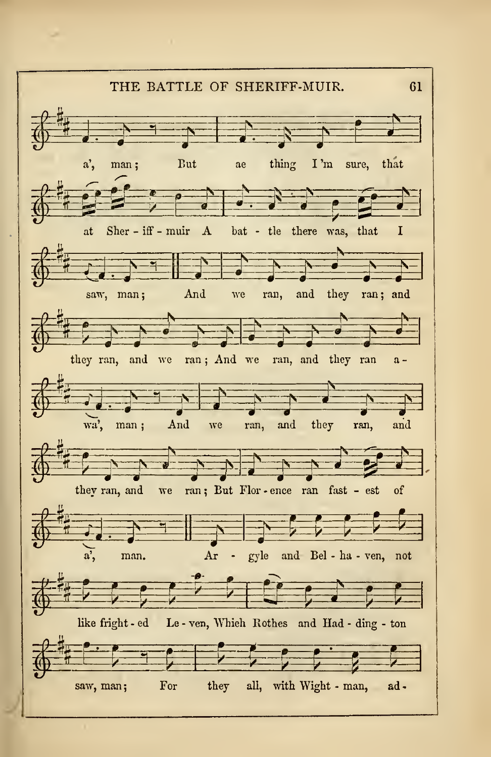a', man; But ae thing I'm sure, that

at Sher - iff - muir A bat - tle there was, that I

saw, man; And we ran, and they ran; and

they ran, and we ran; And we ran, and they ran a -

wa', man; And we ran, and they ran, and

they ran, and we ran; But Flor - ence ran fast - est of

a', man. Ar - gyle and Bel - ha - ven, not

like fright - ed Le - ven, Which Rothes and Had - ding - ton

saw, man; For they all, with Wight - man, ad -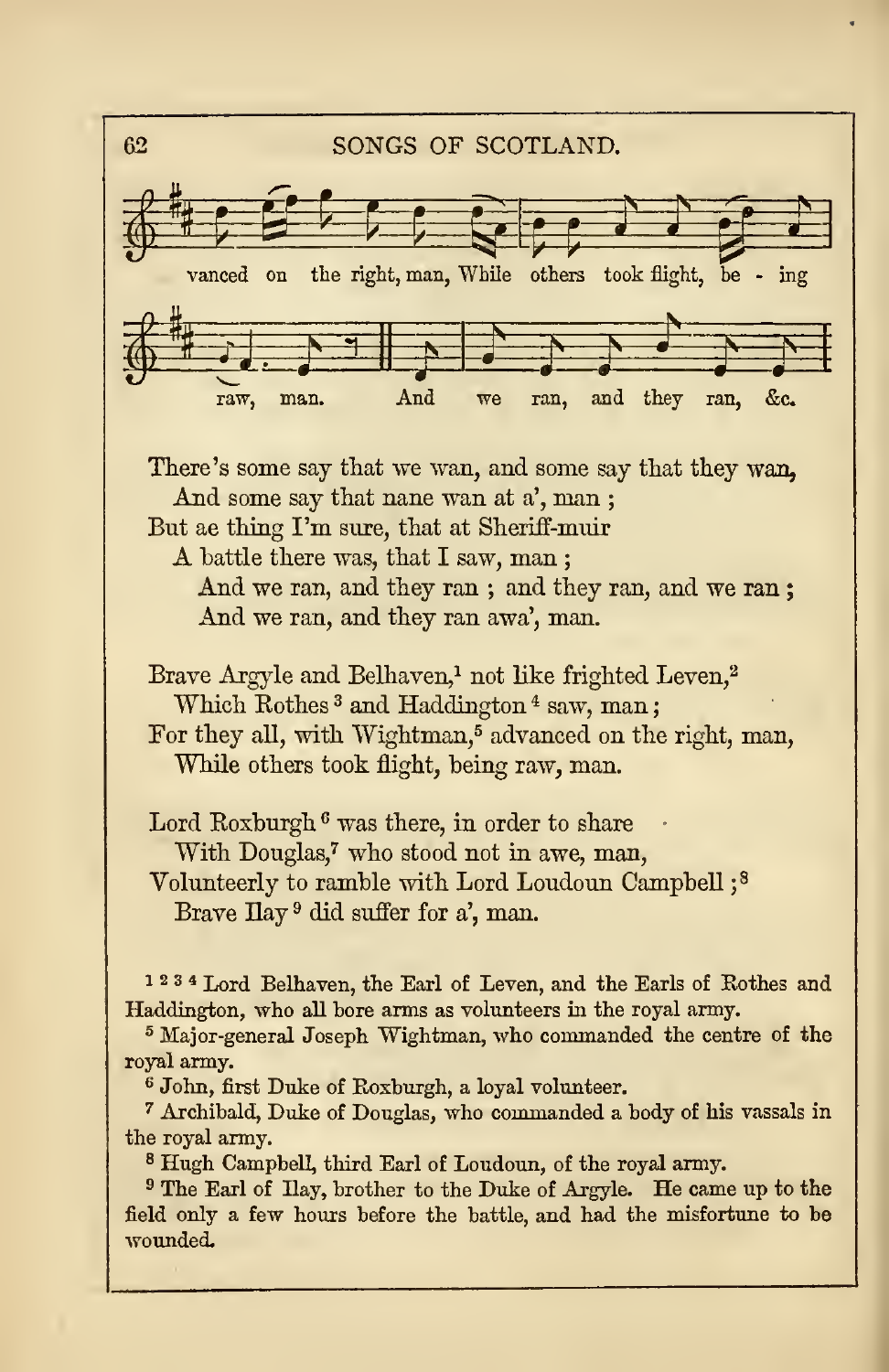vanced on the right, man, While others took flight, be - ing

raw, man. And we ran, and they ran, &c.

There's some say that we wan, and some say that they wan,
And some say that nane wan at a', man ;
But ae thing I'm sure, that at Sheriff-muir
A battle there was, that I saw, man ;
And we ran, and they ran ; and they ran, and we ran ;
And we ran, and they ran awa', man.

Brave Argyle and Belhaven,[1] not like frighted Leven,[2]
Which Rothes [3] and Haddington [4] saw, man ;
For they all, with Wightman,[5] advanced on the right, man,
While others took flight, being raw, man.

Lord Roxburgh [6] was there, in order to share
With Douglas,[7] who stood not in awe, man,
Volunteerly to ramble with Lord Loudoun Campbell ;[8]
Brave Ilay [9] did suffer for a', man.

[1 2 3 4] Lord Belhaven, the Earl of Leven, and the Earls of Rothes and Haddington, who all bore arms as volunteers in the royal army.

[5] Major-general Joseph Wightman, who commanded the centre of the royal army.

[6] John, first Duke of Roxburgh, a loyal volunteer.

[7] Archibald, Duke of Douglas, who commanded a body of his vassals in the royal army.

[8] Hugh Campbell, third Earl of Loudoun, of the royal army.

[9] The Earl of Ilay, brother to the Duke of Argyle. He came up to the field only a few hours before the battle, and had the misfortune to be wounded.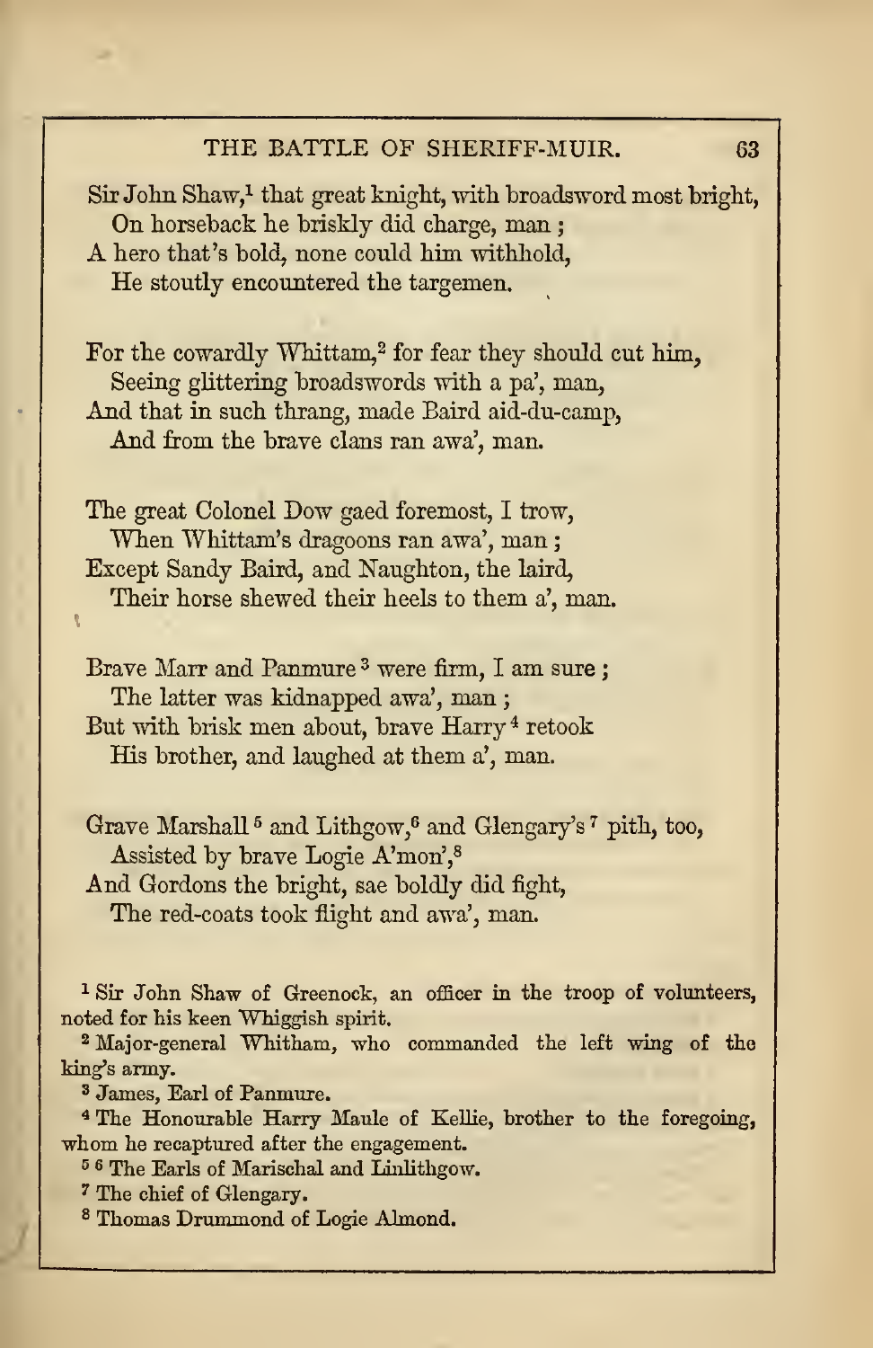Sir John Shaw,[1] that great knight, with broadsword most bright,
 On horseback he briskly did charge, man ;
A hero that's bold, none could him withhold,
 He stoutly encountered the targemen.

For the cowardly Whittam,[2] for fear they should cut him,
 Seeing glittering broadswords with a pa', man,
And that in such thrang, made Baird aid-du-camp,
 And from the brave clans ran awa', man.

The great Colonel Dow gaed foremost, I trow,
 When Whittam's dragoons ran awa', man ;
Except Sandy Baird, and Naughton, the laird,
 Their horse shewed their heels to them a', man.

Brave Marr and Panmure[3] were firm, I am sure ;
 The latter was kidnapped awa', man ;
But with brisk men about, brave Harry[4] retook
 His brother, and laughed at them a', man.

Grave Marshall[5] and Lithgow,[6] and Glengary's[7] pith, too,
 Assisted by brave Logie A'mon',[8]
And Gordons the bright, sae boldly did fight,
 The red-coats took flight and awa', man.

---

[1] Sir John Shaw of Greenock, an officer in the troop of volunteers, noted for his keen Whiggish spirit.

[2] Major-general Whitham, who commanded the left wing of the king's army.

[3] James, Earl of Panmure.

[4] The Honourable Harry Maule of Kellie, brother to the foregoing, whom he recaptured after the engagement.

[5] [6] The Earls of Marischal and Linlithgow.

[7] The chief of Glengary.

[8] Thomas Drummond of Logie Almond.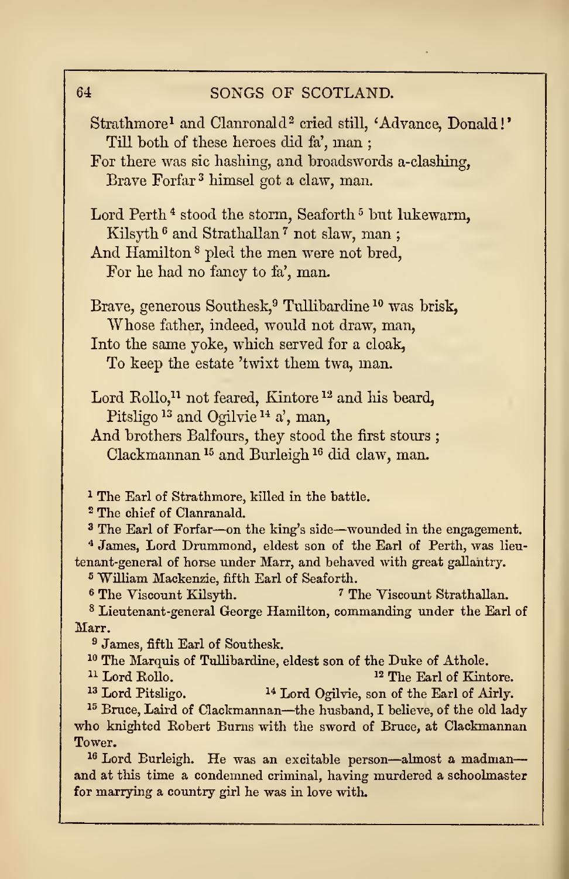Strathmore[1] and Clanronald[2] cried still, 'Advance, Donald!'
  Till both of these heroes did fa', man;
For there was sic hashing, and broadswords a-clashing,
  Brave Forfar[3] himsel got a claw, man.

Lord Perth[4] stood the storm, Seaforth[5] but lukewarm,
  Kilsyth[6] and Strathallan[7] not slaw, man;
And Hamilton[8] pled the men were not bred,
  For he had no fancy to fa', man.

Brave, generous Southesk,[9] Tullibardine[10] was brisk,
  Whose father, indeed, would not draw, man,
Into the same yoke, which served for a cloak,
  To keep the estate 'twixt them twa, man.

Lord Rollo,[11] not feared, Kintore[12] and his beard,
  Pitsligo[13] and Ogilvie[14] a', man,
And brothers Balfours, they stood the first stours;
  Clackmannan[15] and Burleigh[16] did claw, man.

---

[1] The Earl of Strathmore, killed in the battle.

[2] The chief of Clanranald.

[3] The Earl of Forfar—on the king's side—wounded in the engagement.

[4] James, Lord Drummond, eldest son of the Earl of Perth, was lieutenant-general of horse under Marr, and behaved with great gallantry.

[5] William Mackenzie, fifth Earl of Seaforth.

[6] The Viscount Kilsyth.

[7] The Viscount Strathallan.

[8] Lieutenant-general George Hamilton, commanding under the Earl of Marr.

[9] James, fifth Earl of Southesk.

[10] The Marquis of Tullibardine, eldest son of the Duke of Athole.

[11] Lord Rollo.

[12] The Earl of Kintore.

[13] Lord Pitsligo.

[14] Lord Ogilvie, son of the Earl of Airly.

[15] Bruce, Laird of Clackmannan—the husband, I believe, of the old lady who knighted Robert Burns with the sword of Bruce, at Clackmannan Tower.

[16] Lord Burleigh. He was an excitable person—almost a madman—and at this time a condemned criminal, having murdered a schoolmaster for marrying a country girl he was in love with.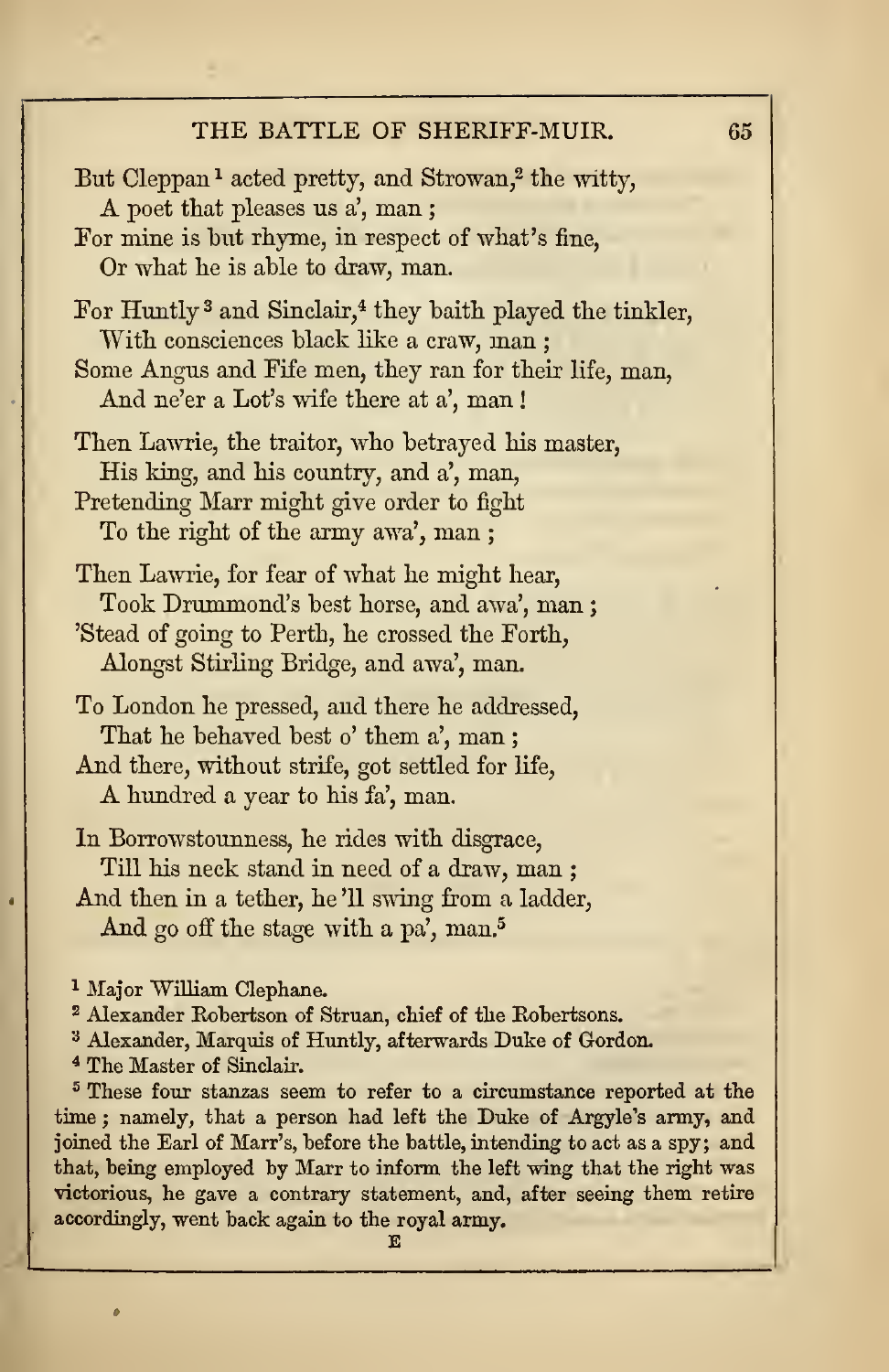But Cleppan[1] acted pretty, and Strowan,[2] the witty,
  A poet that pleases us a', man;
For mine is but rhyme, in respect of what's fine,
  Or what he is able to draw, man.

For Huntly[3] and Sinclair,[4] they baith played the tinkler,
  With consciences black like a craw, man;
Some Angus and Fife men, they ran for their life, man,
  And ne'er a Lot's wife there at a', man!

Then Lawrie, the traitor, who betrayed his master,
  His king, and his country, and a', man,
Pretending Marr might give order to fight
  To the right of the army awa', man;

Then Lawrie, for fear of what he might hear,
  Took Drummond's best horse, and awa', man;
'Stead of going to Perth, he crossed the Forth,
  Alongst Stirling Bridge, and awa', man.

To London he pressed, and there he addressed,
  That he behaved best o' them a', man;
And there, without strife, got settled for life,
  A hundred a year to his fa', man.

In Borrowstounness, he rides with disgrace,
  Till his neck stand in need of a draw, man;
And then in a tether, he'll swing from a ladder,
  And go off the stage with a pa', man.[5]

[1] Major William Clephane.

[2] Alexander Robertson of Struan, chief of the Robertsons.

[3] Alexander, Marquis of Huntly, afterwards Duke of Gordon.

[4] The Master of Sinclair.

[5] These four stanzas seem to refer to a circumstance reported at the time; namely, that a person had left the Duke of Argyle's army, and joined the Earl of Marr's, before the battle, intending to act as a spy; and that, being employed by Marr to inform the left wing that the right was victorious, he gave a contrary statement, and, after seeing them retire accordingly, went back again to the royal army.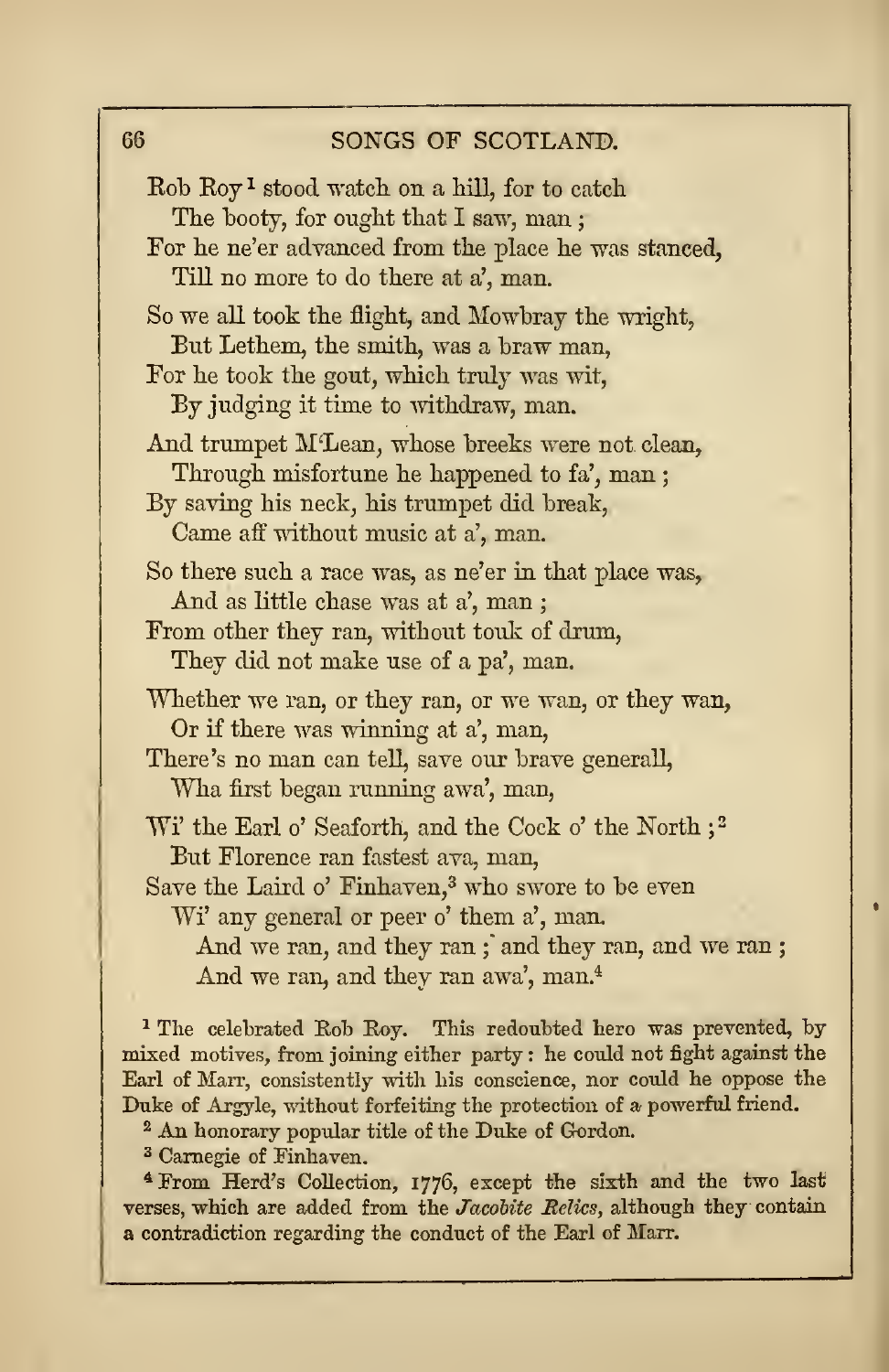Rob Roy[1] stood watch on a hill, for to catch
The booty, for ought that I saw, man;
For he ne'er advanced from the place he was stanced,
Till no more to do there at a', man.

So we all took the flight, and Mowbray the wright,
But Lethem, the smith, was a braw man,
For he took the gout, which truly was wit,
By judging it time to withdraw, man.

And trumpet M'Lean, whose breeks were not clean,
Through misfortune he happened to fa', man;
By saving his neck, his trumpet did break,
Came aff without music at a', man.

So there such a race was, as ne'er in that place was,
And as little chase was at a', man;
From other they ran, without touk of drum,
They did not make use of a pa', man.

Whether we ran, or they ran, or we wan, or they wan,
Or if there was winning at a', man,
There's no man can tell, save our brave generall,
Wha first began running awa', man,

Wi' the Earl o' Seaforth, and the Cock o' the North;[2]
But Florence ran fastest ava, man,
Save the Laird o' Finhaven,[3] who swore to be even
Wi' any general or peer o' them a', man.
And we ran, and they ran; and they ran, and we ran;
And we ran, and they ran awa', man.[4]

[1] The celebrated Rob Roy. This redoubted hero was prevented, by mixed motives, from joining either party: he could not fight against the Earl of Marr, consistently with his conscience, nor could he oppose the Duke of Argyle, without forfeiting the protection of a powerful friend.

[2] An honorary popular title of the Duke of Gordon.

[3] Carnegie of Finhaven.

[4] From Herd's Collection, 1776, except the sixth and the two last verses, which are added from the *Jacobite Relics*, although they contain a contradiction regarding the conduct of the Earl of Marr.